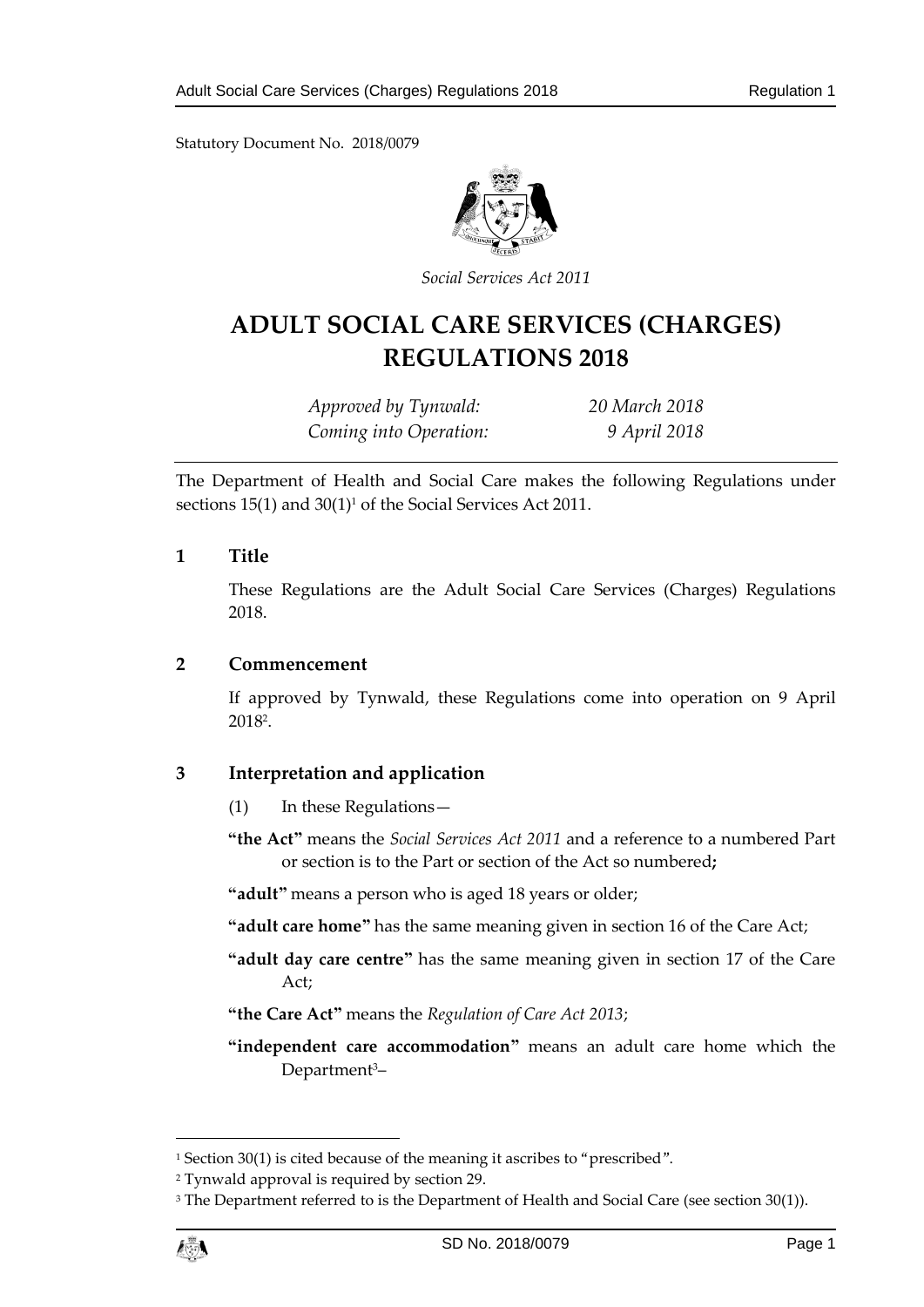Statutory Document No. 2018/0079

*Social Services Act 2011*

# ADULT SOCIAL CARE SERVICES (CHARGES) REGULATIONS 2018

*Approved by Tynwald:* *20 March 2018*
*Coming into Operation:* *9 April 2018*

The Department of Health and Social Care makes the following Regulations under sections 15(1) and 30(1)[1] of the Social Services Act 2011.

## 1 Title

These Regulations are the Adult Social Care Services (Charges) Regulations 2018.

## 2 Commencement

If approved by Tynwald, these Regulations come into operation on 9 April 2018[2].

## 3 Interpretation and application

(1) In these Regulations—

**"the Act"** means the *Social Services Act 2011* and a reference to a numbered Part or section is to the Part or section of the Act so numbered**;**

**"adult"** means a person who is aged 18 years or older;

**"adult care home"** has the same meaning given in section 16 of the Care Act;

**"adult day care centre"** has the same meaning given in section 17 of the Care Act;

**"the Care Act"** means the *Regulation of Care Act 2013*;

**"independent care accommodation"** means an adult care home which the Department[3]–

---

[1] Section 30(1) is cited because of the meaning it ascribes to "prescribed".

[2] Tynwald approval is required by section 29.

[3] The Department referred to is the Department of Health and Social Care (see section 30(1)).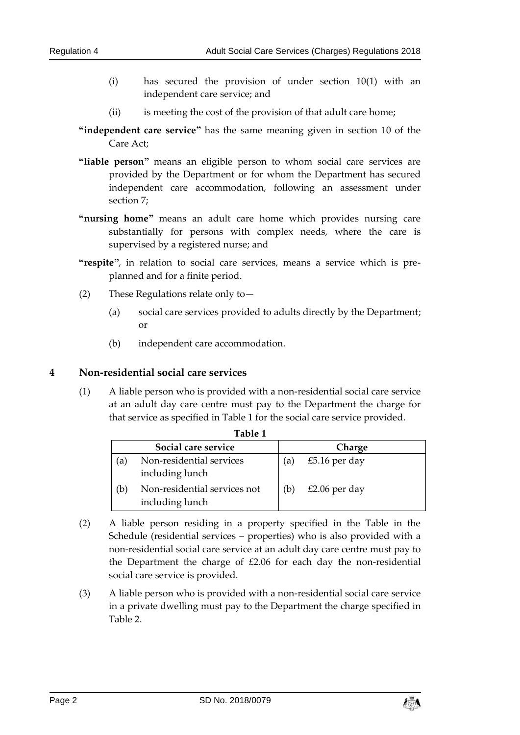(i) has secured the provision of under section 10(1) with an independent care service; and

(ii) is meeting the cost of the provision of that adult care home;

**"independent care service"** has the same meaning given in section 10 of the Care Act;

**"liable person"** means an eligible person to whom social care services are provided by the Department or for whom the Department has secured independent care accommodation, following an assessment under section 7;

**"nursing home"** means an adult care home which provides nursing care substantially for persons with complex needs, where the care is supervised by a registered nurse; and

**"respite"**, in relation to social care services, means a service which is pre-planned and for a finite period.

(2) These Regulations relate only to—

(a) social care services provided to adults directly by the Department; or

(b) independent care accommodation.

## 4 Non-residential social care services

(1) A liable person who is provided with a non-residential social care service at an adult day care centre must pay to the Department the charge for that service as specified in Table 1 for the social care service provided.

**Table 1**

| Social care service | Charge |
|---|---|
| (a) Non-residential services including lunch | (a) £5.16 per day |
| (b) Non-residential services not including lunch | (b) £2.06 per day |

(2) A liable person residing in a property specified in the Table in the Schedule (residential services – properties) who is also provided with a non-residential social care service at an adult day care centre must pay to the Department the charge of £2.06 for each day the non-residential social care service is provided.

(3) A liable person who is provided with a non-residential social care service in a private dwelling must pay to the Department the charge specified in Table 2.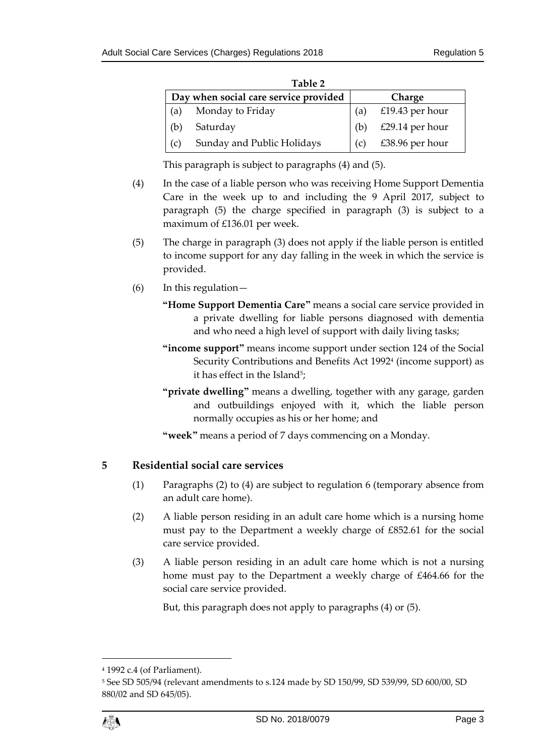**Table 2**

| Day when social care service provided | Charge |
|---|---|
| (a) Monday to Friday | (a) £19.43 per hour |
| (b) Saturday | (b) £29.14 per hour |
| (c) Sunday and Public Holidays | (c) £38.96 per hour |

This paragraph is subject to paragraphs (4) and (5).

(4) In the case of a liable person who was receiving Home Support Dementia Care in the week up to and including the 9 April 2017, subject to paragraph (5) the charge specified in paragraph (3) is subject to a maximum of £136.01 per week.

(5) The charge in paragraph (3) does not apply if the liable person is entitled to income support for any day falling in the week in which the service is provided.

(6) In this regulation—

**"Home Support Dementia Care"** means a social care service provided in a private dwelling for liable persons diagnosed with dementia and who need a high level of support with daily living tasks;

**"income support"** means income support under section 124 of the Social Security Contributions and Benefits Act 1992[4] (income support) as it has effect in the Island[5];

**"private dwelling"** means a dwelling, together with any garage, garden and outbuildings enjoyed with it, which the liable person normally occupies as his or her home; and

**"week"** means a period of 7 days commencing on a Monday.

## 5 Residential social care services

(1) Paragraphs (2) to (4) are subject to regulation 6 (temporary absence from an adult care home).

(2) A liable person residing in an adult care home which is a nursing home must pay to the Department a weekly charge of £852.61 for the social care service provided.

(3) A liable person residing in an adult care home which is not a nursing home must pay to the Department a weekly charge of £464.66 for the social care service provided.

But, this paragraph does not apply to paragraphs (4) or (5).

---

[4] 1992 c.4 (of Parliament).

[5] See SD 505/94 (relevant amendments to s.124 made by SD 150/99, SD 539/99, SD 600/00, SD 880/02 and SD 645/05).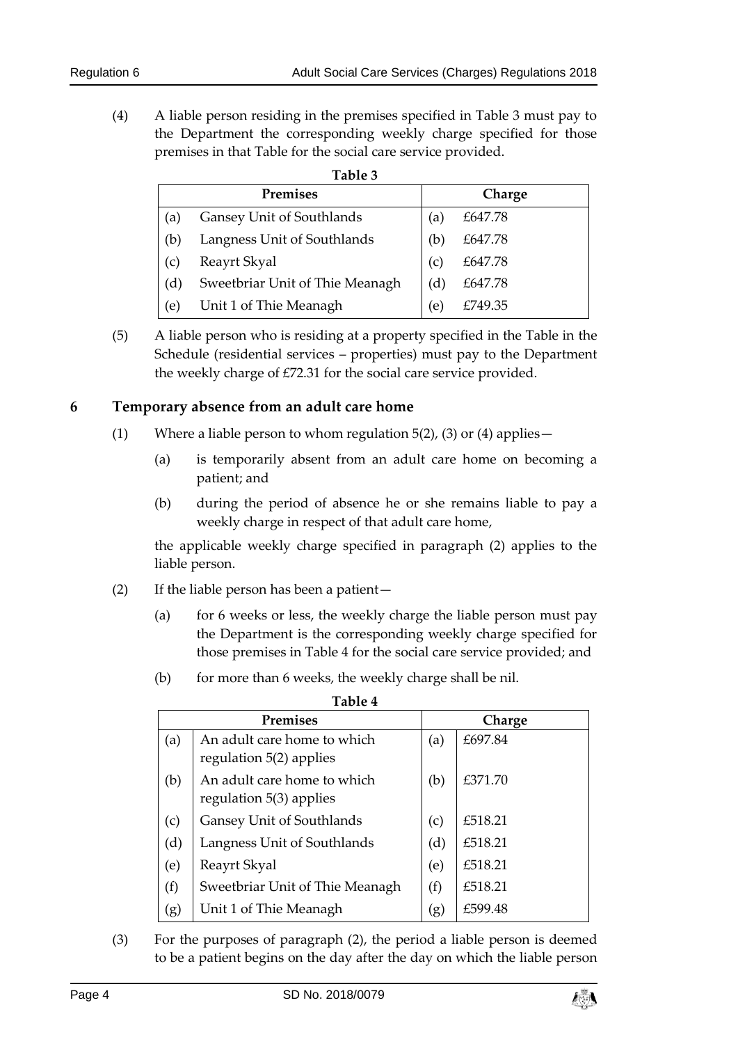(4) A liable person residing in the premises specified in Table 3 must pay to the Department the corresponding weekly charge specified for those premises in that Table for the social care service provided.

**Table 3**

| | Premises | | Charge |
|---|---|---|---|
| (a) | Gansey Unit of Southlands | (a) | £647.78 |
| (b) | Langness Unit of Southlands | (b) | £647.78 |
| (c) | Reayrt Skyal | (c) | £647.78 |
| (d) | Sweetbriar Unit of Thie Meanagh | (d) | £647.78 |
| (e) | Unit 1 of Thie Meanagh | (e) | £749.35 |

(5) A liable person who is residing at a property specified in the Table in the Schedule (residential services – properties) must pay to the Department the weekly charge of £72.31 for the social care service provided.

## 6 Temporary absence from an adult care home

(1) Where a liable person to whom regulation 5(2), (3) or (4) applies—

(a) is temporarily absent from an adult care home on becoming a patient; and

(b) during the period of absence he or she remains liable to pay a weekly charge in respect of that adult care home,

the applicable weekly charge specified in paragraph (2) applies to the liable person.

(2) If the liable person has been a patient—

(a) for 6 weeks or less, the weekly charge the liable person must pay the Department is the corresponding weekly charge specified for those premises in Table 4 for the social care service provided; and

(b) for more than 6 weeks, the weekly charge shall be nil.

**Table 4**

| | Premises | | Charge |
|---|---|---|---|
| (a) | An adult care home to which regulation 5(2) applies | (a) | £697.84 |
| (b) | An adult care home to which regulation 5(3) applies | (b) | £371.70 |
| (c) | Gansey Unit of Southlands | (c) | £518.21 |
| (d) | Langness Unit of Southlands | (d) | £518.21 |
| (e) | Reayrt Skyal | (e) | £518.21 |
| (f) | Sweetbriar Unit of Thie Meanagh | (f) | £518.21 |
| (g) | Unit 1 of Thie Meanagh | (g) | £599.48 |

(3) For the purposes of paragraph (2), the period a liable person is deemed to be a patient begins on the day after the day on which the liable person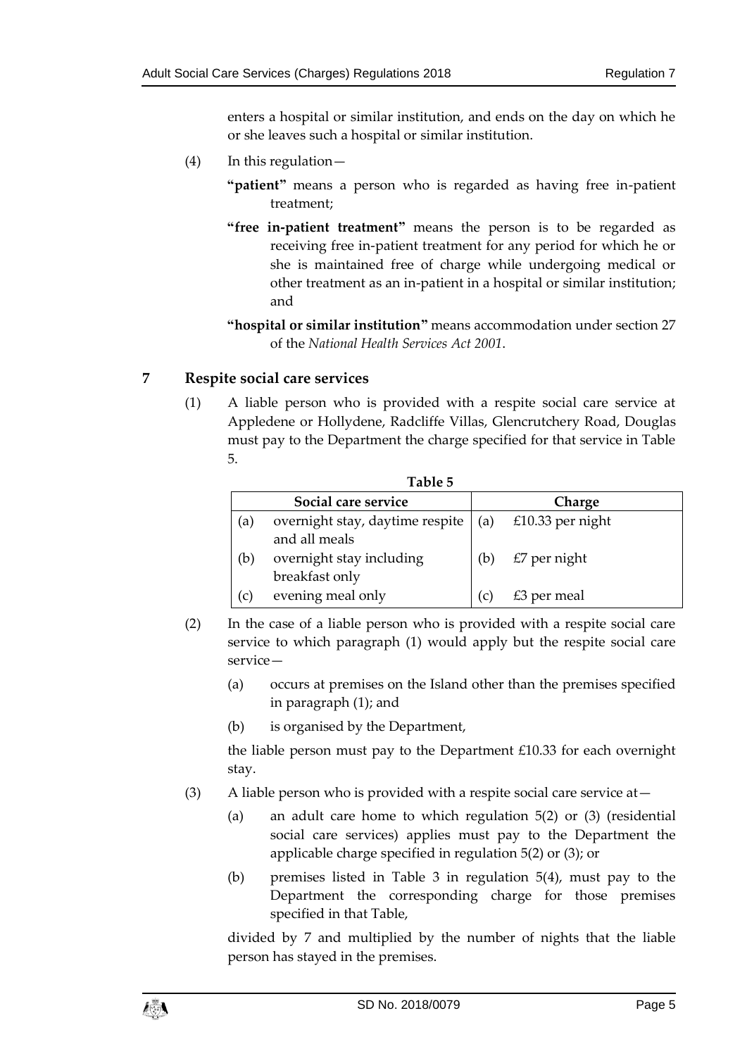enters a hospital or similar institution, and ends on the day on which he or she leaves such a hospital or similar institution.

(4) In this regulation—

**"patient"** means a person who is regarded as having free in-patient treatment;

**"free in-patient treatment"** means the person is to be regarded as receiving free in-patient treatment for any period for which he or she is maintained free of charge while undergoing medical or other treatment as an in-patient in a hospital or similar institution; and

**"hospital or similar institution"** means accommodation under section 27 of the *National Health Services Act 2001*.

## 7 Respite social care services

(1) A liable person who is provided with a respite social care service at Appledene or Hollydene, Radcliffe Villas, Glencrutchery Road, Douglas must pay to the Department the charge specified for that service in Table 5.

**Table 5**

| Social care service | Charge |
|---|---|
| (a) overnight stay, daytime respite and all meals | (a) £10.33 per night |
| (b) overnight stay including breakfast only | (b) £7 per night |
| (c) evening meal only | (c) £3 per meal |

(2) In the case of a liable person who is provided with a respite social care service to which paragraph (1) would apply but the respite social care service—

(a) occurs at premises on the Island other than the premises specified in paragraph (1); and

(b) is organised by the Department,

the liable person must pay to the Department £10.33 for each overnight stay.

(3) A liable person who is provided with a respite social care service at—

(a) an adult care home to which regulation 5(2) or (3) (residential social care services) applies must pay to the Department the applicable charge specified in regulation 5(2) or (3); or

(b) premises listed in Table 3 in regulation 5(4), must pay to the Department the corresponding charge for those premises specified in that Table,

divided by 7 and multiplied by the number of nights that the liable person has stayed in the premises.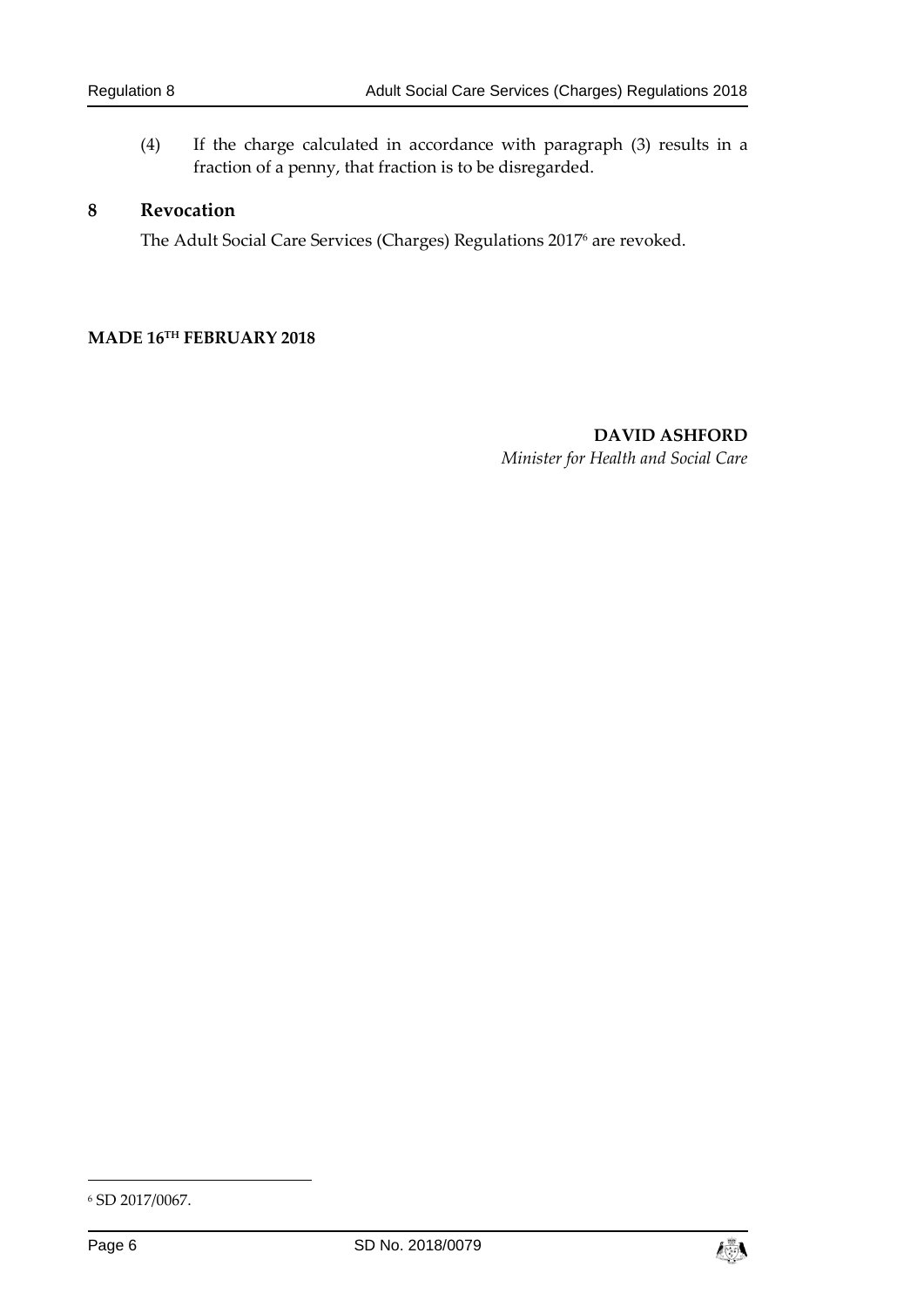(4) If the charge calculated in accordance with paragraph (3) results in a fraction of a penny, that fraction is to be disregarded.

## 8 Revocation

The Adult Social Care Services (Charges) Regulations 2017[6] are revoked.

**MADE 16TH FEBRUARY 2018**

**DAVID ASHFORD**
*Minister for Health and Social Care*

---

[6] SD 2017/0067.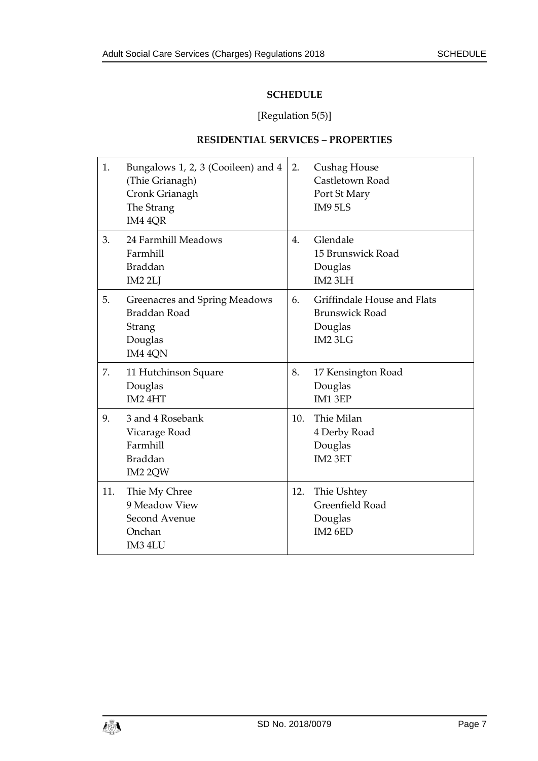## SCHEDULE

[Regulation 5(5)]

### RESIDENTIAL SERVICES – PROPERTIES

| | | | |
|---|---|---|---|
| 1. | Bungalows 1, 2, 3 (Cooileen) and 4 (Thie Grianagh)<br>Cronk Grianagh<br>The Strang<br>IM4 4QR | 2. | Cushag House<br>Castletown Road<br>Port St Mary<br>IM9 5LS |
| 3. | 24 Farmhill Meadows<br>Farmhill<br>Braddan<br>IM2 2LJ | 4. | Glendale<br>15 Brunswick Road<br>Douglas<br>IM2 3LH |
| 5. | Greenacres and Spring Meadows<br>Braddan Road<br>Strang<br>Douglas<br>IM4 4QN | 6. | Griffindale House and Flats<br>Brunswick Road<br>Douglas<br>IM2 3LG |
| 7. | 11 Hutchinson Square<br>Douglas<br>IM2 4HT | 8. | 17 Kensington Road<br>Douglas<br>IM1 3EP |
| 9. | 3 and 4 Rosebank<br>Vicarage Road<br>Farmhill<br>Braddan<br>IM2 2QW | 10. | Thie Milan<br>4 Derby Road<br>Douglas<br>IM2 3ET |
| 11. | Thie My Chree<br>9 Meadow View<br>Second Avenue<br>Onchan<br>IM3 4LU | 12. | Thie Ushtey<br>Greenfield Road<br>Douglas<br>IM2 6ED |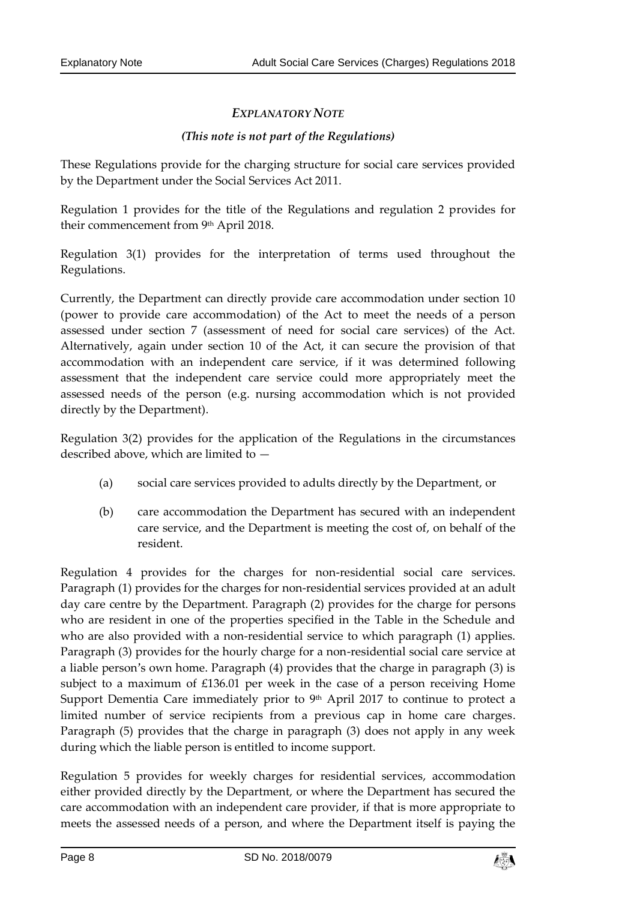## *EXPLANATORY NOTE*

### *(This note is not part of the Regulations)*

These Regulations provide for the charging structure for social care services provided by the Department under the Social Services Act 2011.

Regulation 1 provides for the title of the Regulations and regulation 2 provides for their commencement from 9th April 2018.

Regulation 3(1) provides for the interpretation of terms used throughout the Regulations.

Currently, the Department can directly provide care accommodation under section 10 (power to provide care accommodation) of the Act to meet the needs of a person assessed under section 7 (assessment of need for social care services) of the Act. Alternatively, again under section 10 of the Act, it can secure the provision of that accommodation with an independent care service, if it was determined following assessment that the independent care service could more appropriately meet the assessed needs of the person (e.g. nursing accommodation which is not provided directly by the Department).

Regulation 3(2) provides for the application of the Regulations in the circumstances described above, which are limited to —

(a) social care services provided to adults directly by the Department, or

(b) care accommodation the Department has secured with an independent care service, and the Department is meeting the cost of, on behalf of the resident.

Regulation 4 provides for the charges for non-residential social care services. Paragraph (1) provides for the charges for non-residential services provided at an adult day care centre by the Department. Paragraph (2) provides for the charge for persons who are resident in one of the properties specified in the Table in the Schedule and who are also provided with a non-residential service to which paragraph (1) applies. Paragraph (3) provides for the hourly charge for a non-residential social care service at a liable person's own home. Paragraph (4) provides that the charge in paragraph (3) is subject to a maximum of £136.01 per week in the case of a person receiving Home Support Dementia Care immediately prior to 9th April 2017 to continue to protect a limited number of service recipients from a previous cap in home care charges. Paragraph (5) provides that the charge in paragraph (3) does not apply in any week during which the liable person is entitled to income support.

Regulation 5 provides for weekly charges for residential services, accommodation either provided directly by the Department, or where the Department has secured the care accommodation with an independent care provider, if that is more appropriate to meets the assessed needs of a person, and where the Department itself is paying the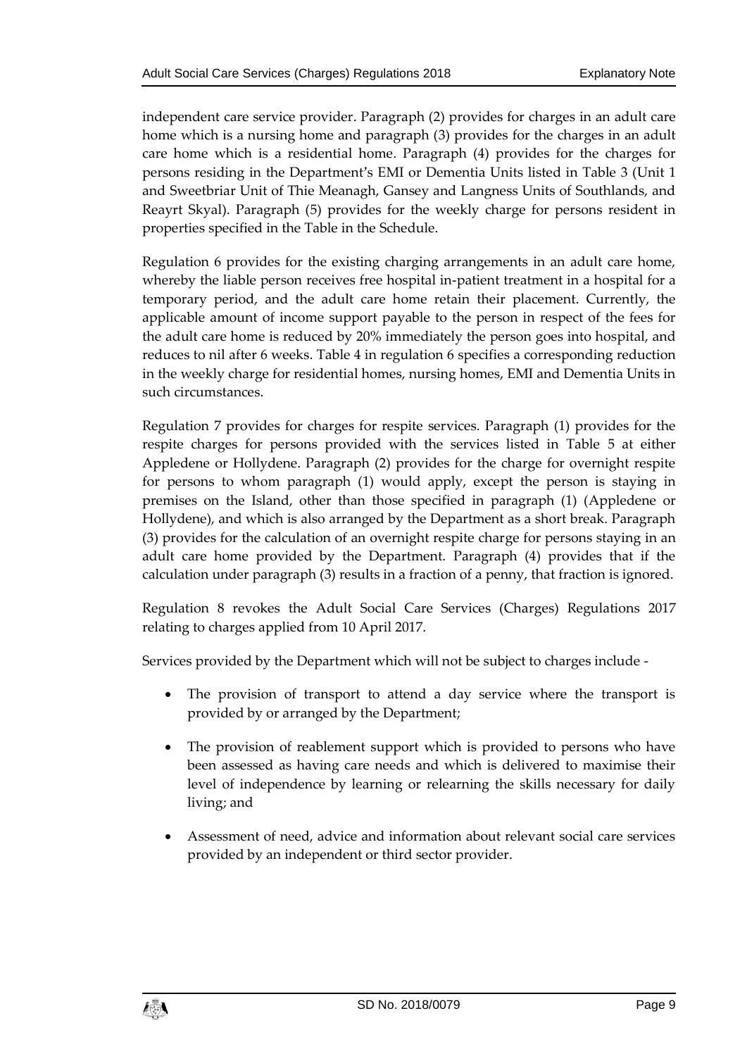independent care service provider. Paragraph (2) provides for charges in an adult care home which is a nursing home and paragraph (3) provides for the charges in an adult care home which is a residential home. Paragraph (4) provides for the charges for persons residing in the Department's EMI or Dementia Units listed in Table 3 (Unit 1 and Sweetbriar Unit of Thie Meanagh, Gansey and Langness Units of Southlands, and Reayrt Skyal). Paragraph (5) provides for the weekly charge for persons resident in properties specified in the Table in the Schedule.

Regulation 6 provides for the existing charging arrangements in an adult care home, whereby the liable person receives free hospital in-patient treatment in a hospital for a temporary period, and the adult care home retain their placement. Currently, the applicable amount of income support payable to the person in respect of the fees for the adult care home is reduced by 20% immediately the person goes into hospital, and reduces to nil after 6 weeks. Table 4 in regulation 6 specifies a corresponding reduction in the weekly charge for residential homes, nursing homes, EMI and Dementia Units in such circumstances.

Regulation 7 provides for charges for respite services. Paragraph (1) provides for the respite charges for persons provided with the services listed in Table 5 at either Appledene or Hollydene. Paragraph (2) provides for the charge for overnight respite for persons to whom paragraph (1) would apply, except the person is staying in premises on the Island, other than those specified in paragraph (1) (Appledene or Hollydene), and which is also arranged by the Department as a short break. Paragraph (3) provides for the calculation of an overnight respite charge for persons staying in an adult care home provided by the Department. Paragraph (4) provides that if the calculation under paragraph (3) results in a fraction of a penny, that fraction is ignored.

Regulation 8 revokes the Adult Social Care Services (Charges) Regulations 2017 relating to charges applied from 10 April 2017.

Services provided by the Department which will not be subject to charges include -

- The provision of transport to attend a day service where the transport is provided by or arranged by the Department;
- The provision of reablement support which is provided to persons who have been assessed as having care needs and which is delivered to maximise their level of independence by learning or relearning the skills necessary for daily living; and
- Assessment of need, advice and information about relevant social care services provided by an independent or third sector provider.